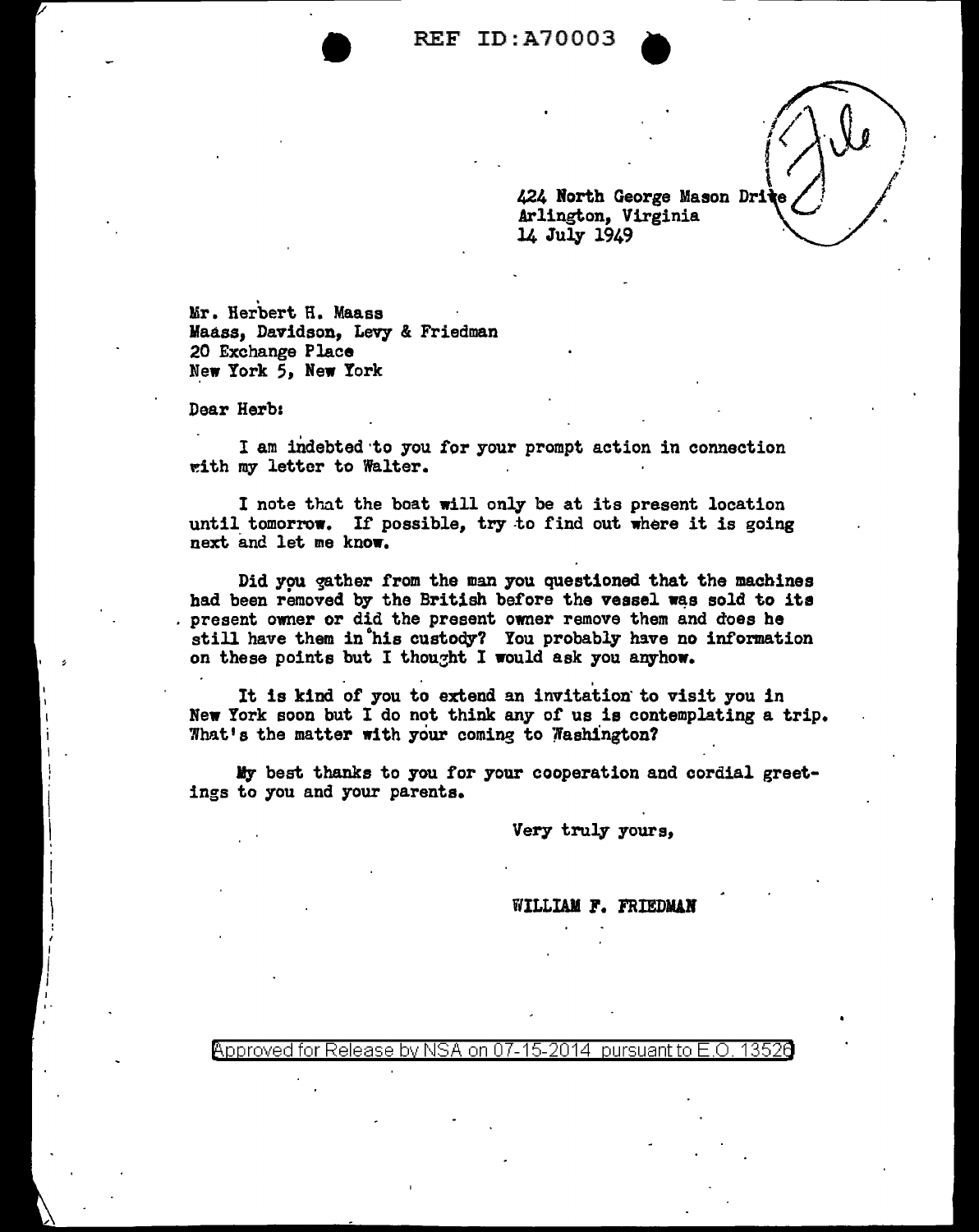REF ID:A70003

424 North George Mason Drive
Arlington, Virginia
14 July 1949

Mr. Herbert H. Maass
Maass, Davidson, Levy & Friedman
20 Exchange Place
New York 5, New York

Dear Herb:

I am indebted to you for your prompt action in connection with my letter to Walter.

I note that the boat will only be at its present location until tomorrow. If possible, try to find out where it is going next and let me know.

Did you gather from the man you questioned that the machines had been removed by the British before the vessel was sold to its present owner or did the present owner remove them and does he still have them in his custody? You probably have no information on these points but I thought I would ask you anyhow.

It is kind of you to extend an invitation to visit you in New York soon but I do not think any of us is contemplating a trip. What's the matter with your coming to Washington?

My best thanks to you for your cooperation and cordial greetings to you and your parents.

Very truly yours,

WILLIAM F. FRIEDMAN

Approved for Release by NSA on 07-15-2014 pursuant to E.O. 13526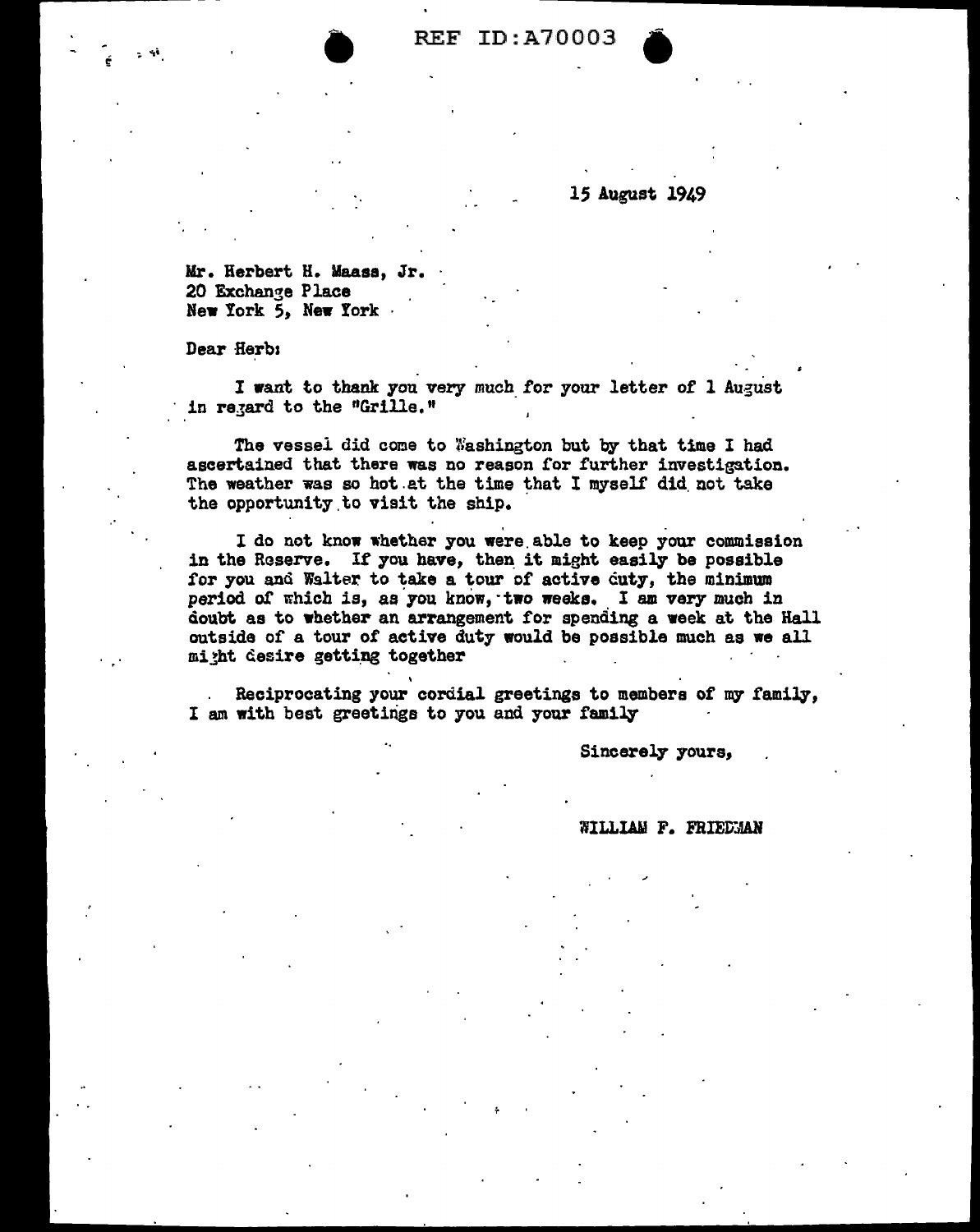15 August 1949

Mr. Herbert H. Maass, Jr.
20 Exchange Place
New York 5, New York

Dear Herb:

I want to thank you very much for your letter of 1 August in regard to the "Grille."

The vessel did come to Washington but by that time I had ascertained that there was no reason for further investigation. The weather was so hot at the time that I myself did not take the opportunity to visit the ship.

I do not know whether you were able to keep your commission in the Reserve. If you have, then it might easily be possible for you and Walter to take a tour of active duty, the minimum period of which is, as you know, two weeks. I am very much in doubt as to whether an arrangement for spending a week at the Hall outside of a tour of active duty would be possible much as we all might desire getting together

Reciprocating your cordial greetings to members of my family, I am with best greetings to you and your family

Sincerely yours,

WILLIAM F. FRIEDMAN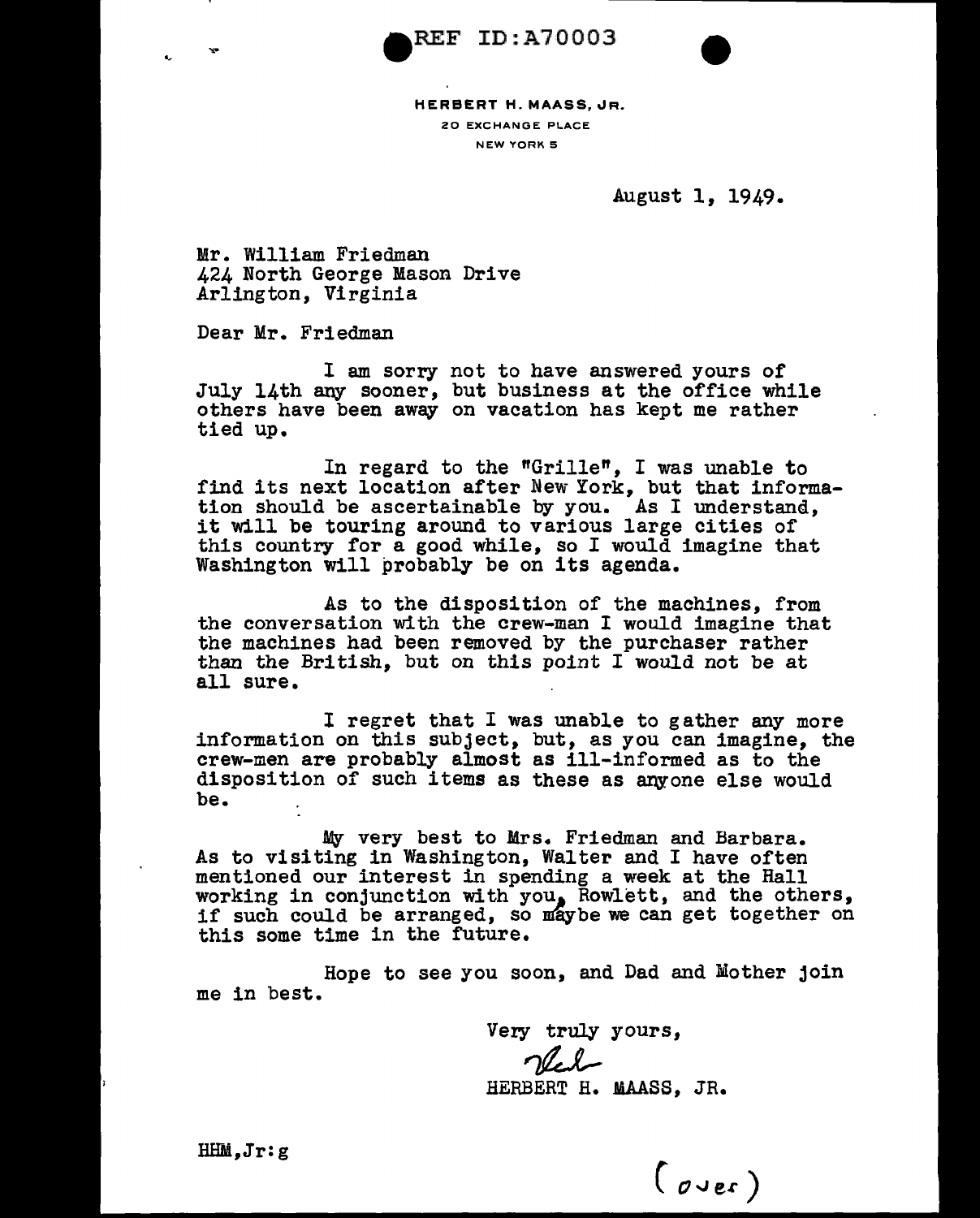REF ID:A70003

**HERBERT H. MAASS, JR.**
20 EXCHANGE PLACE
NEW YORK 5

August 1, 1949.

Mr. William Friedman
424 North George Mason Drive
Arlington, Virginia

Dear Mr. Friedman

I am sorry not to have answered yours of July 14th any sooner, but business at the office while others have been away on vacation has kept me rather tied up.

In regard to the "Grille", I was unable to find its next location after New York, but that information should be ascertainable by you. As I understand, it will be touring around to various large cities of this country for a good while, so I would imagine that Washington will probably be on its agenda.

As to the disposition of the machines, from the conversation with the crew-man I would imagine that the machines had been removed by the purchaser rather than the British, but on this point I would not be at all sure.

I regret that I was unable to gather any more information on this subject, but, as you can imagine, the crew-men are probably almost as ill-informed as to the disposition of such items as these as anyone else would be.

My very best to Mrs. Friedman and Barbara. As to visiting in Washington, Walter and I have often mentioned our interest in spending a week at the Hall working in conjunction with you, Rowlett, and the others, if such could be arranged, so maybe we can get together on this some time in the future.

Hope to see you soon, and Dad and Mother join me in best.

Very truly yours,

Herb

HERBERT H. MAASS, JR.

HHM,Jr:g

(over)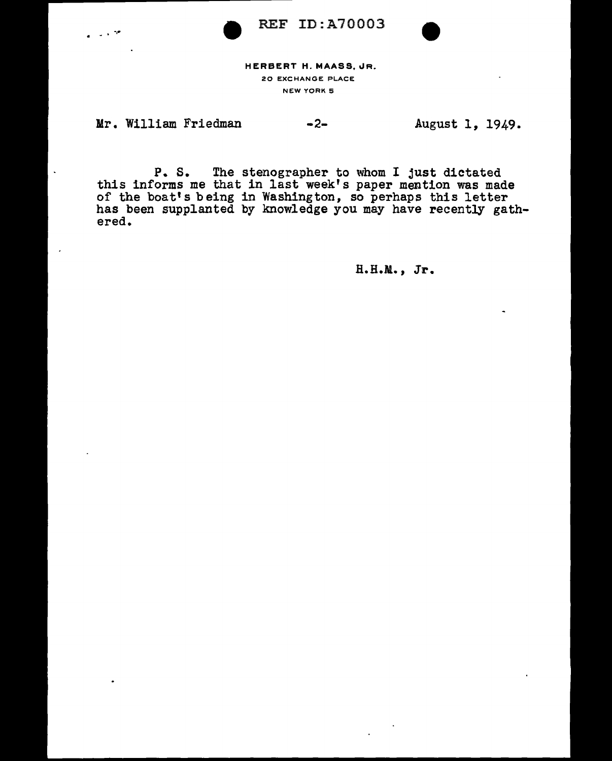HERBERT H. MAASS, JR.
20 EXCHANGE PLACE
NEW YORK 5

Mr. William Friedman -2- August 1, 1949.

P. S. The stenographer to whom I just dictated this informs me that in last week's paper mention was made of the boat's being in Washington, so perhaps this letter has been supplanted by knowledge you may have recently gathered.

H.H.M., Jr.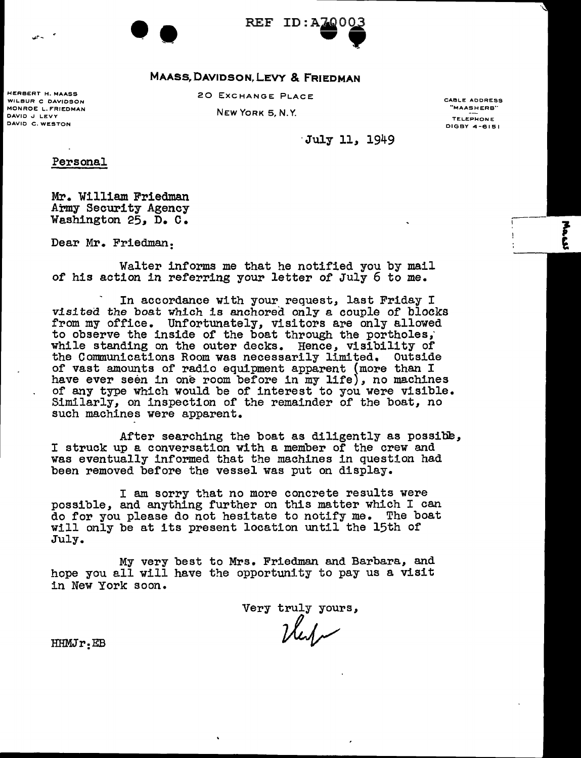REF ID:A70003

**MAASS, DAVIDSON, LEVY & FRIEDMAN**

HERBERT H. MAASS
WILBUR C DAVIDSON
MONROE L. FRIEDMAN
DAVID J LEVY
DAVID C. WESTON

20 EXCHANGE PLACE
NEW YORK 5, N.Y.

CABLE ADDRESS
"MAASHERB"
TELEPHONE
DIGBY 4-6151

July 11, 1949

Personal

Mr. William Friedman
Army Security Agency
Washington 25, D. C.

Dear Mr. Friedman:

Walter informs me that he notified you by mail of his action in referring your letter of July 6 to me.

In accordance with your request, last Friday I visited the boat which is anchored only a couple of blocks from my office. Unfortunately, visitors are only allowed to observe the inside of the boat through the portholes, while standing on the outer decks. Hence, visibility of the Communications Room was necessarily limited. Outside of vast amounts of radio equipment apparent (more than I have ever seen in one room before in my life), no machines of any type which would be of interest to you were visible. Similarly, on inspection of the remainder of the boat, no such machines were apparent.

After searching the boat as diligently as possible, I struck up a conversation with a member of the crew and was eventually informed that the machines in question had been removed before the vessel was put on display.

I am sorry that no more concrete results were possible, and anything further on this matter which I can do for you please do not hesitate to notify me. The boat will only be at its present location until the 15th of July.

My very best to Mrs. Friedman and Barbara, and hope you all will have the opportunity to pay us a visit in New York soon.

Very truly yours,

Herb

HHMJr:EB

Maass